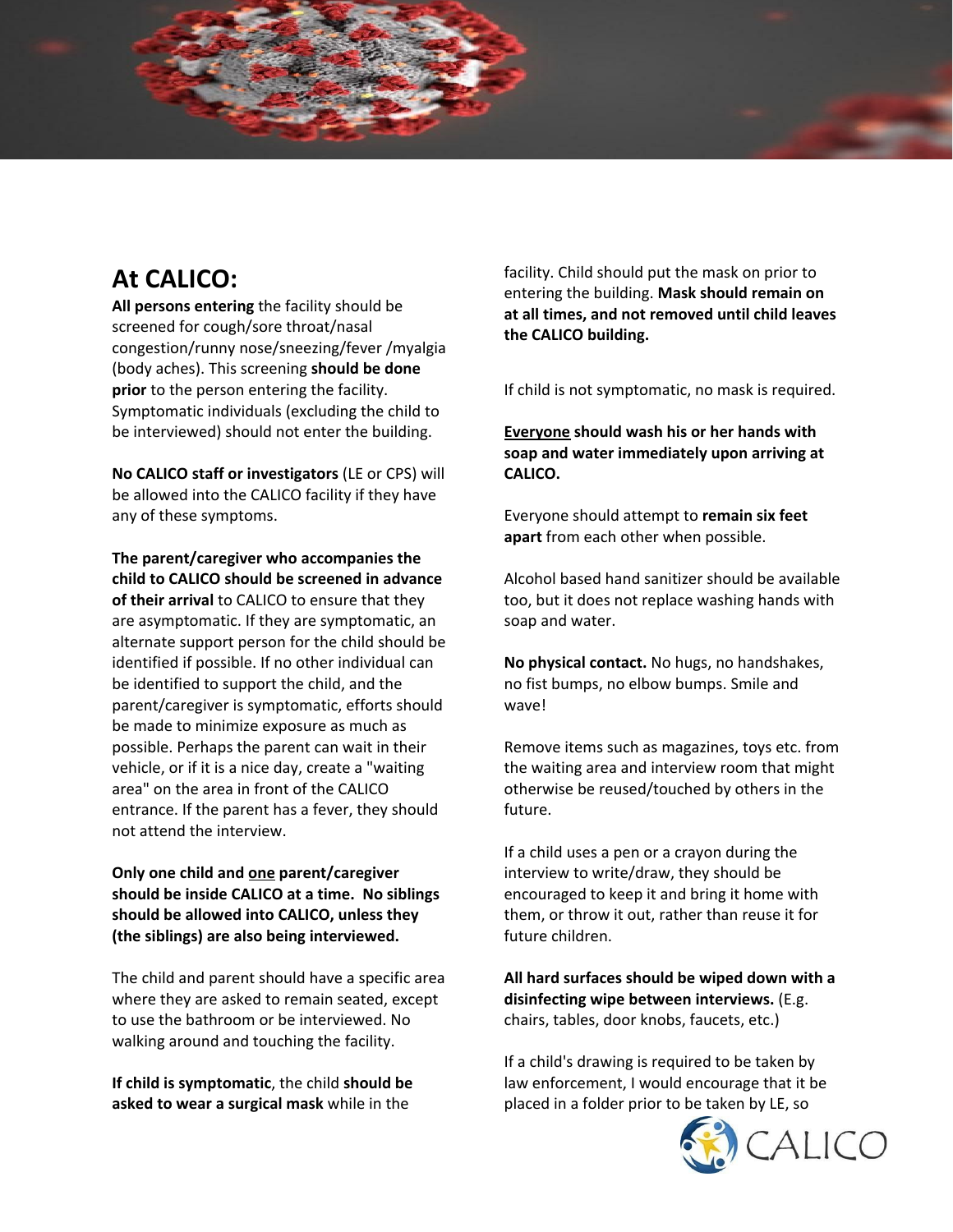## At CALICO:

**All persons entering** the facility should be screened for cough/sore throat/nasal congestion/runny nose/sneezing/fever /myalgia (body aches). This screening **should be done prior** to the person entering the facility. Symptomatic individuals (excluding the child to be interviewed) should not enter the building.

**No CALICO staff or investigators** (LE or CPS) will be allowed into the CALICO facility if they have any of these symptoms.

**The parent/caregiver who accompanies the child to CALICO should be screened in advance of their arrival** to CALICO to ensure that they are asymptomatic. If they are symptomatic, an alternate support person for the child should be identified if possible. If no other individual can be identified to support the child, and the parent/caregiver is symptomatic, efforts should be made to minimize exposure as much as possible. Perhaps the parent can wait in their vehicle, or if it is a nice day, create a "waiting area" on the area in front of the CALICO entrance. If the parent has a fever, they should not attend the interview.

**Only one child and <u>one</u> parent/caregiver should be inside CALICO at a time. No siblings should be allowed into CALICO, unless they (the siblings) are also being interviewed.**

The child and parent should have a specific area where they are asked to remain seated, except to use the bathroom or be interviewed. No walking around and touching the facility.

**If child is symptomatic**, the child **should be asked to wear a surgical mask** while in the facility. Child should put the mask on prior to entering the building. **Mask should remain on at all times, and not removed until child leaves the CALICO building.**

If child is not symptomatic, no mask is required.

**<u>Everyone</u> should wash his or her hands with soap and water immediately upon arriving at CALICO.**

Everyone should attempt to **remain six feet apart** from each other when possible.

Alcohol based hand sanitizer should be available too, but it does not replace washing hands with soap and water.

**No physical contact.** No hugs, no handshakes, no fist bumps, no elbow bumps. Smile and wave!

Remove items such as magazines, toys etc. from the waiting area and interview room that might otherwise be reused/touched by others in the future.

If a child uses a pen or a crayon during the interview to write/draw, they should be encouraged to keep it and bring it home with them, or throw it out, rather than reuse it for future children.

**All hard surfaces should be wiped down with a disinfecting wipe between interviews.** (E.g. chairs, tables, door knobs, faucets, etc.)

If a child's drawing is required to be taken by law enforcement, I would encourage that it be placed in a folder prior to be taken by LE, so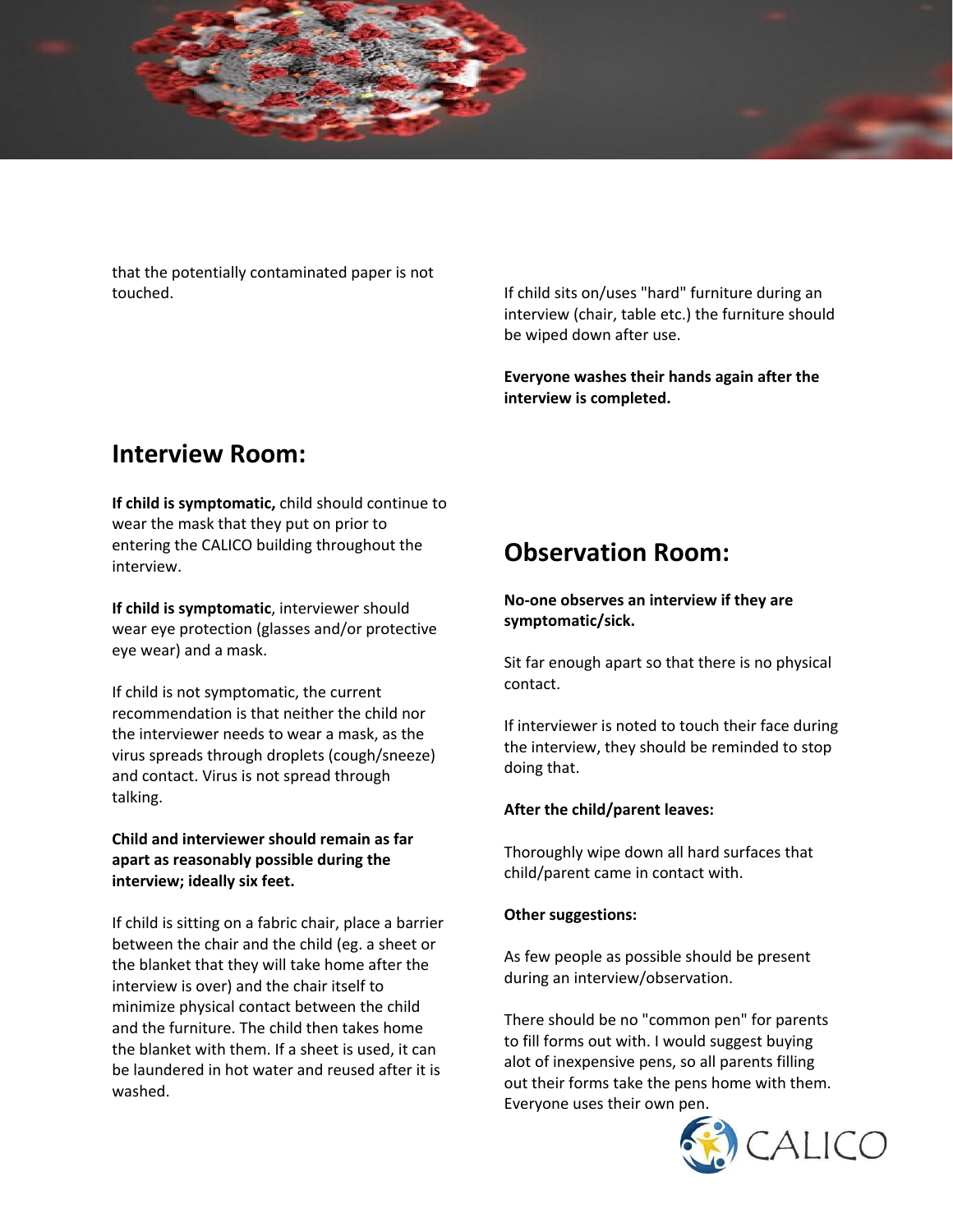that the potentially contaminated paper is not touched.

If child sits on/uses "hard" furniture during an interview (chair, table etc.) the furniture should be wiped down after use.

**Everyone washes their hands again after the interview is completed.**

## Interview Room:

**If child is symptomatic,** child should continue to wear the mask that they put on prior to entering the CALICO building throughout the interview.

**If child is symptomatic**, interviewer should wear eye protection (glasses and/or protective eye wear) and a mask.

If child is not symptomatic, the current recommendation is that neither the child nor the interviewer needs to wear a mask, as the virus spreads through droplets (cough/sneeze) and contact. Virus is not spread through talking.

**Child and interviewer should remain as far apart as reasonably possible during the interview; ideally six feet.**

If child is sitting on a fabric chair, place a barrier between the chair and the child (eg. a sheet or the blanket that they will take home after the interview is over) and the chair itself to minimize physical contact between the child and the furniture. The child then takes home the blanket with them. If a sheet is used, it can be laundered in hot water and reused after it is washed.

## Observation Room:

**No-one observes an interview if they are symptomatic/sick.**

Sit far enough apart so that there is no physical contact.

If interviewer is noted to touch their face during the interview, they should be reminded to stop doing that.

**After the child/parent leaves:**

Thoroughly wipe down all hard surfaces that child/parent came in contact with.

**Other suggestions:**

As few people as possible should be present during an interview/observation.

There should be no "common pen" for parents to fill forms out with. I would suggest buying alot of inexpensive pens, so all parents filling out their forms take the pens home with them. Everyone uses their own pen.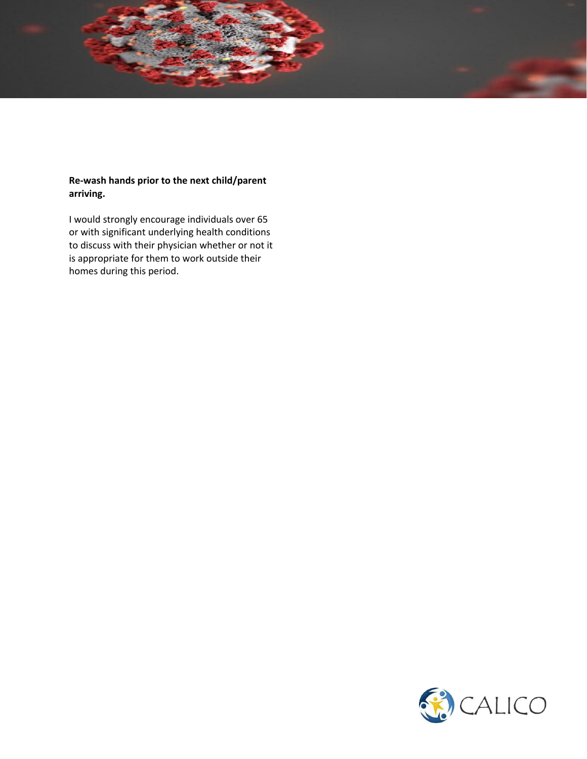**Re-wash hands prior to the next child/parent arriving.**

I would strongly encourage individuals over 65 or with significant underlying health conditions to discuss with their physician whether or not it is appropriate for them to work outside their homes during this period.